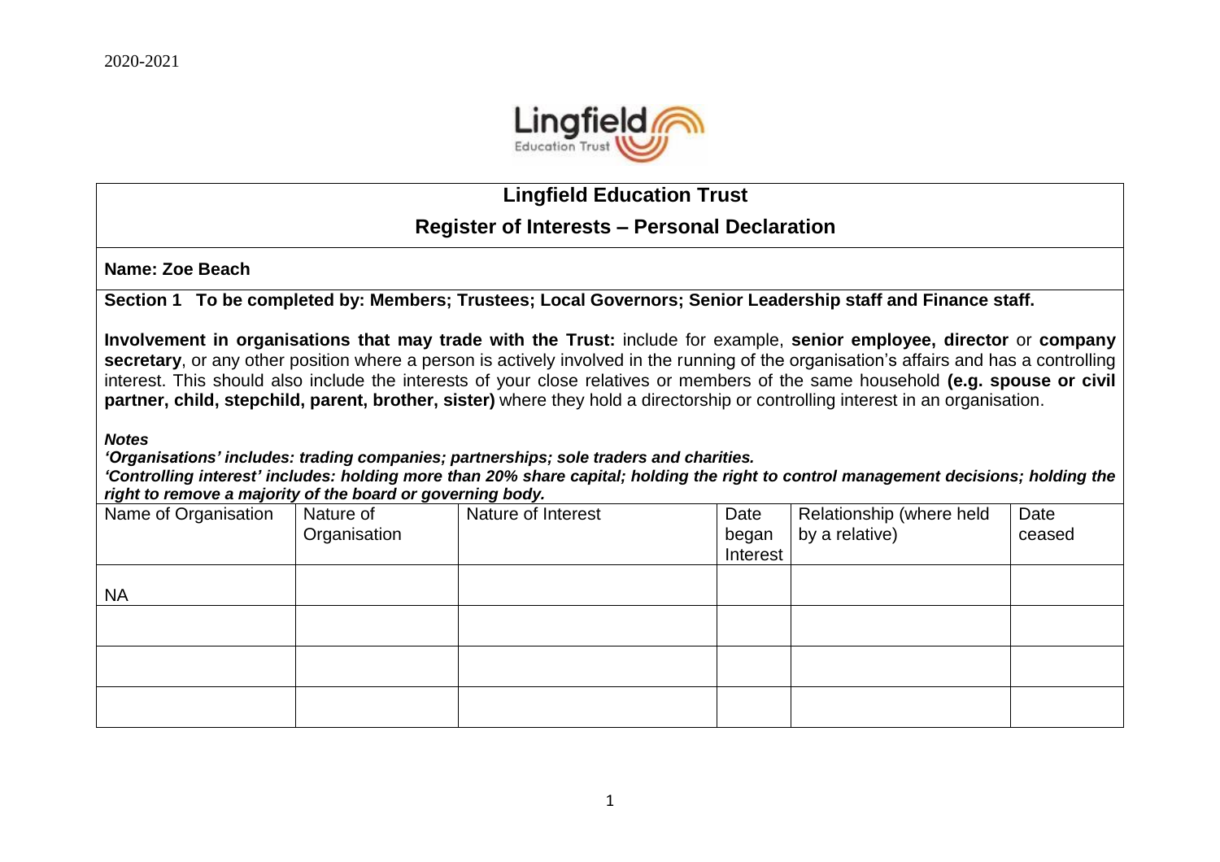2020-2021

# Lingfield Education Trust

## Register of Interests – Personal Declaration

**Name: Zoe Beach**

**Section 1 To be completed by: Members; Trustees; Local Governors; Senior Leadership staff and Finance staff.**

**Involvement in organisations that may trade with the Trust:** include for example, **senior employee, director** or **company secretary**, or any other position where a person is actively involved in the running of the organisation's affairs and has a controlling interest. This should also include the interests of your close relatives or members of the same household **(e.g. spouse or civil partner, child, stepchild, parent, brother, sister)** where they hold a directorship or controlling interest in an organisation.

***Notes***

***'Organisations' includes: trading companies; partnerships; sole traders and charities.***

***'Controlling interest' includes: holding more than 20% share capital; holding the right to control management decisions; holding the right to remove a majority of the board or governing body.***

| Name of Organisation | Nature of Organisation | Nature of Interest | Date began Interest | Relationship (where held by a relative) | Date ceased |
|---|---|---|---|---|---|
| NA | | | | | |
| | | | | | |
| | | | | | |
| | | | | | |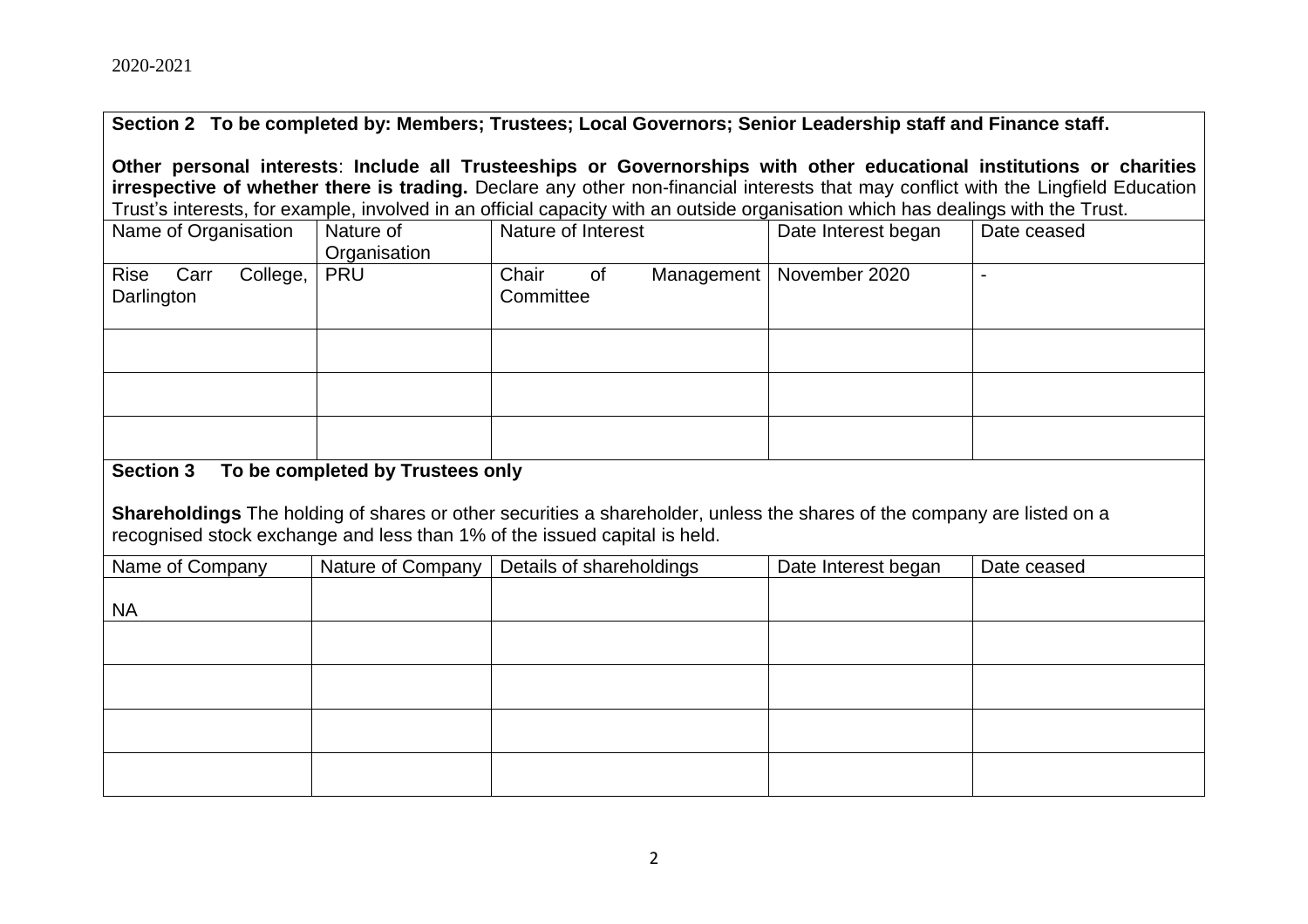2020-2021

**Section 2 To be completed by: Members; Trustees; Local Governors; Senior Leadership staff and Finance staff.**

**Other personal interests**: **Include all Trusteeships or Governorships with other educational institutions or charities irrespective of whether there is trading.** Declare any other non-financial interests that may conflict with the Lingfield Education Trust's interests, for example, involved in an official capacity with an outside organisation which has dealings with the Trust.

| Name of Organisation | Nature of Organisation | Nature of Interest | Date Interest began | Date ceased |
|---|---|---|---|---|
| Rise Carr College, Darlington | PRU | Chair of Management Committee | November 2020 | - |
| | | | | |
| | | | | |
| | | | | |

**Section 3 To be completed by Trustees only**

**Shareholdings** The holding of shares or other securities a shareholder, unless the shares of the company are listed on a recognised stock exchange and less than 1% of the issued capital is held.

| Name of Company | Nature of Company | Details of shareholdings | Date Interest began | Date ceased |
|---|---|---|---|---|
| NA | | | | |
| | | | | |
| | | | | |
| | | | | |
| | | | | |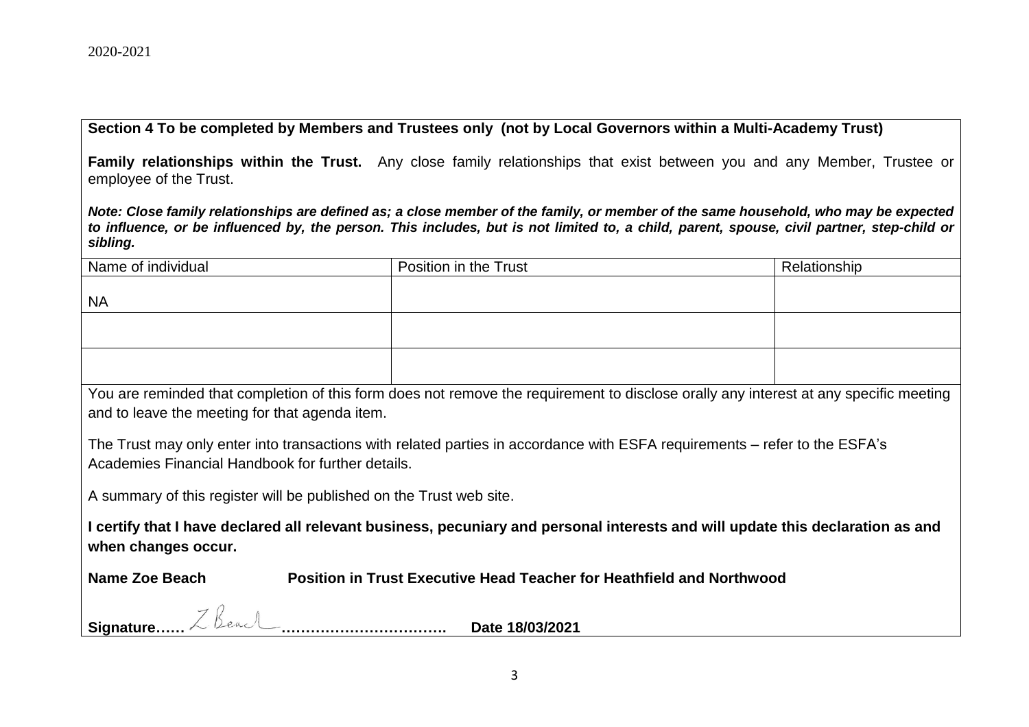2020-2021

**Section 4 To be completed by Members and Trustees only (not by Local Governors within a Multi-Academy Trust)**

**Family relationships within the Trust.** Any close family relationships that exist between you and any Member, Trustee or employee of the Trust.

***Note: Close family relationships are defined as; a close member of the family, or member of the same household, who may be expected to influence, or be influenced by, the person. This includes, but is not limited to, a child, parent, spouse, civil partner, step-child or sibling.***

| Name of individual | Position in the Trust | Relationship |
|---|---|---|
| NA | | |
| | | |
| | | |

You are reminded that completion of this form does not remove the requirement to disclose orally any interest at any specific meeting and to leave the meeting for that agenda item.

The Trust may only enter into transactions with related parties in accordance with ESFA requirements – refer to the ESFA's Academies Financial Handbook for further details.

A summary of this register will be published on the Trust web site.

**I certify that I have declared all relevant business, pecuniary and personal interests and will update this declaration as and when changes occur.**

**Name Zoe Beach** **Position in Trust Executive Head Teacher for Heathfield and Northwood**

**Signature……** Z Beach **…………………………….** **Date 18/03/2021**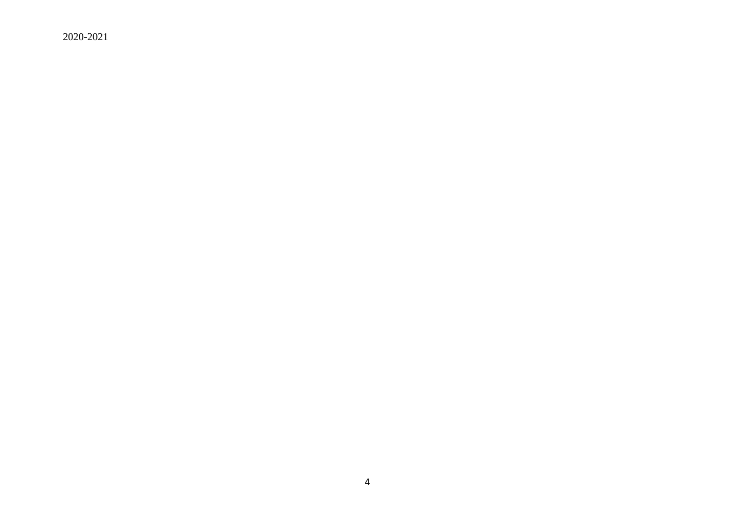2020-2021